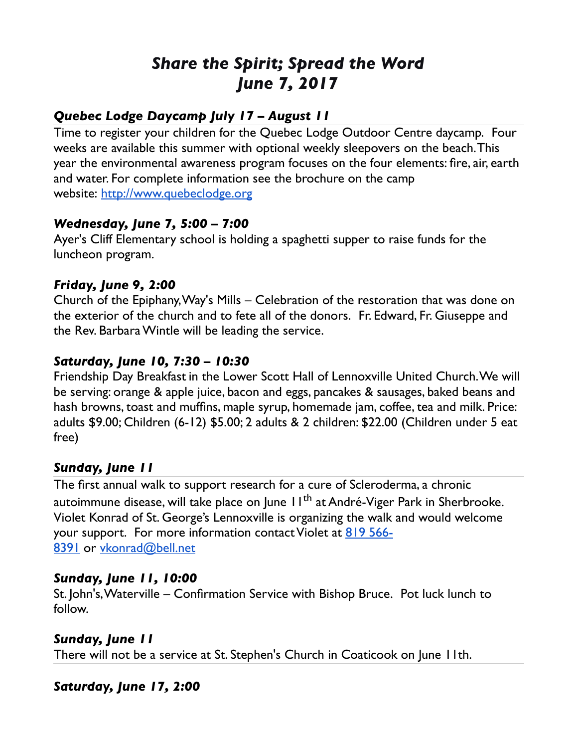# *Share the Spirit; Spread the Word*
# *June 7, 2017*

### *Quebec Lodge Daycamp July 17 – August 11*

Time to register your children for the Quebec Lodge Outdoor Centre daycamp. Four weeks are available this summer with optional weekly sleepovers on the beach. This year the environmental awareness program focuses on the four elements: fire, air, earth and water. For complete information see the brochure on the camp website: [http://www.quebeclodge.org](http://www.quebeclodge.org)

### *Wednesday, June 7, 5:00 – 7:00*

Ayer's Cliff Elementary school is holding a spaghetti supper to raise funds for the luncheon program.

### *Friday, June 9, 2:00*

Church of the Epiphany, Way's Mills – Celebration of the restoration that was done on the exterior of the church and to fete all of the donors. Fr. Edward, Fr. Giuseppe and the Rev. Barbara Wintle will be leading the service.

### *Saturday, June 10, 7:30 – 10:30*

Friendship Day Breakfast in the Lower Scott Hall of Lennoxville United Church. We will be serving: orange & apple juice, bacon and eggs, pancakes & sausages, baked beans and hash browns, toast and muffins, maple syrup, homemade jam, coffee, tea and milk. Price: adults $9.00; Children (6-12) $5.00; 2 adults & 2 children: $22.00 (Children under 5 eat free)

### *Sunday, June 11*

The first annual walk to support research for a cure of Scleroderma, a chronic autoimmune disease, will take place on June 11th at André-Viger Park in Sherbrooke. Violet Konrad of St. George's Lennoxville is organizing the walk and would welcome your support. For more information contact Violet at 819 566-8391 or vkonrad@bell.net

### *Sunday, June 11, 10:00*

St. John's, Waterville – Confirmation Service with Bishop Bruce. Pot luck lunch to follow.

### *Sunday, June 11*

There will not be a service at St. Stephen's Church in Coaticook on June 11th.

### *Saturday, June 17, 2:00*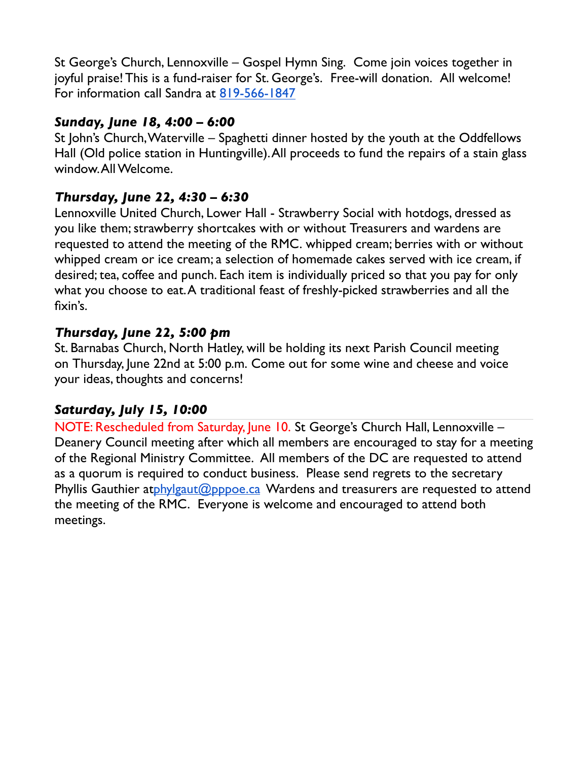St George's Church, Lennoxville – Gospel Hymn Sing. Come join voices together in joyful praise! This is a fund-raiser for St. George's. Free-will donation. All welcome! For information call Sandra at 819-566-1847

***Sunday, June 18, 4:00 – 6:00***

St John's Church, Waterville – Spaghetti dinner hosted by the youth at the Oddfellows Hall (Old police station in Huntingville). All proceeds to fund the repairs of a stain glass window. All Welcome.

***Thursday, June 22, 4:30 – 6:30***

Lennoxville United Church, Lower Hall - Strawberry Social with hotdogs, dressed as you like them; strawberry shortcakes with or without Treasurers and wardens are requested to attend the meeting of the RMC. whipped cream; berries with or without whipped cream or ice cream; a selection of homemade cakes served with ice cream, if desired; tea, coffee and punch. Each item is individually priced so that you pay for only what you choose to eat. A traditional feast of freshly-picked strawberries and all the fixin's.

***Thursday, June 22, 5:00 pm***

St. Barnabas Church, North Hatley, will be holding its next Parish Council meeting on Thursday, June 22nd at 5:00 p.m. Come out for some wine and cheese and voice your ideas, thoughts and concerns!

***Saturday, July 15, 10:00***

NOTE: Rescheduled from Saturday, June 10. St George's Church Hall, Lennoxville – Deanery Council meeting after which all members are encouraged to stay for a meeting of the Regional Ministry Committee. All members of the DC are requested to attend as a quorum is required to conduct business. Please send regrets to the secretary Phyllis Gauthier atphylgaut@pppoe.ca Wardens and treasurers are requested to attend the meeting of the RMC. Everyone is welcome and encouraged to attend both meetings.